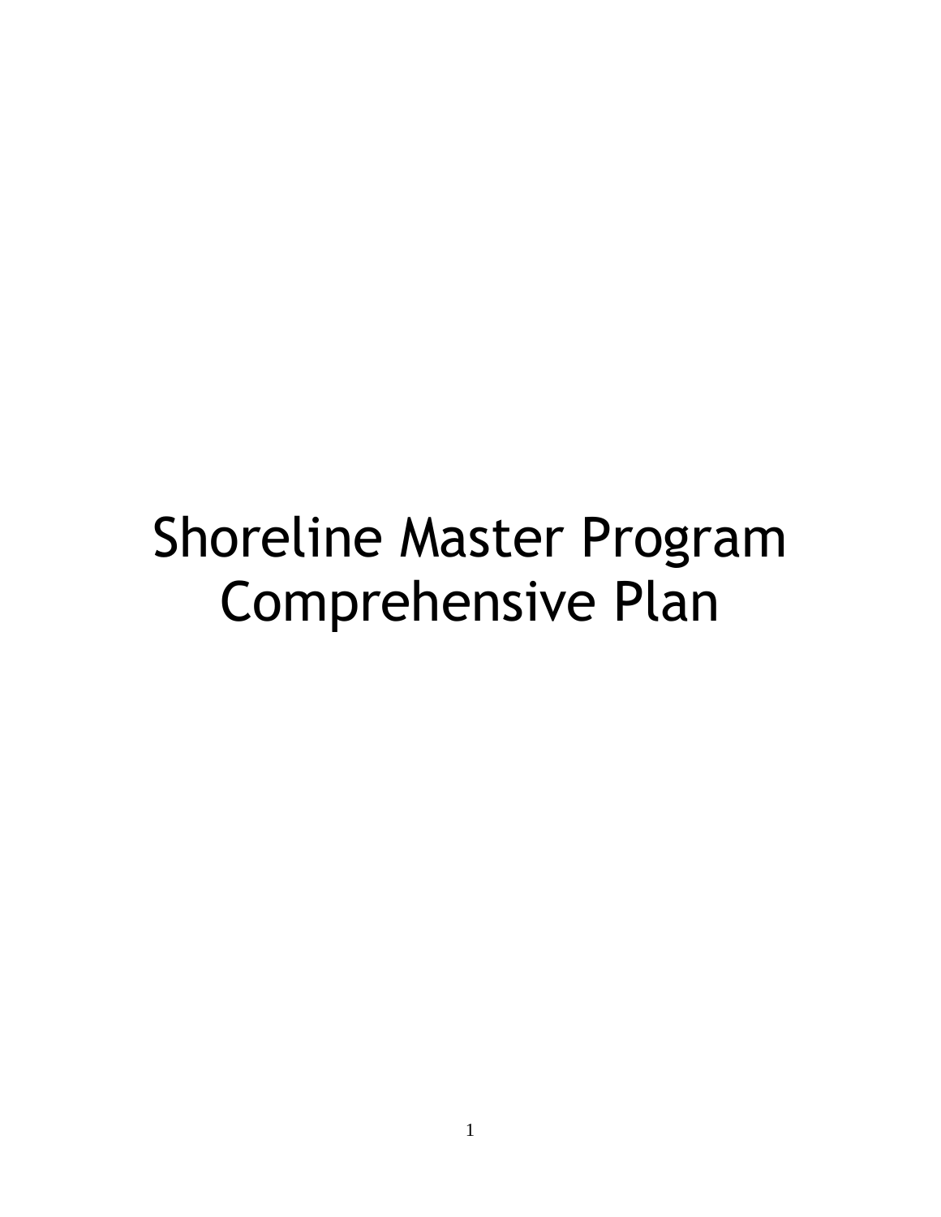# Shoreline Master Program Comprehensive Plan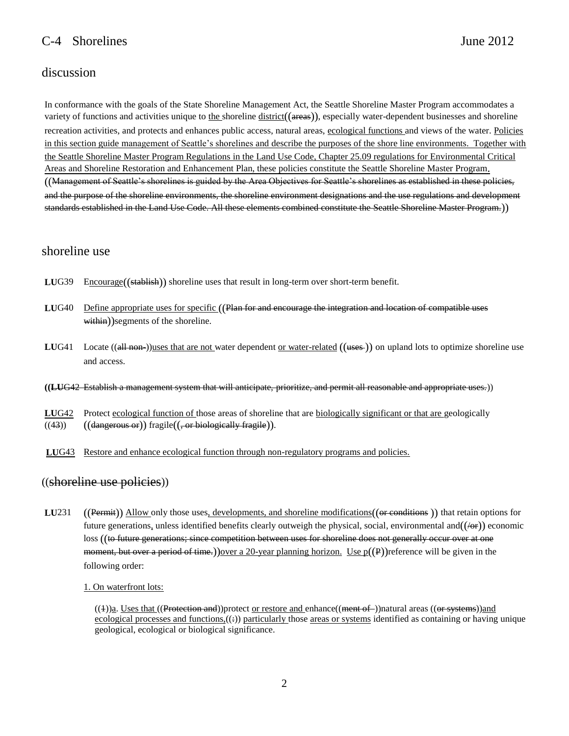## discussion

In conformance with the goals of the State Shoreline Management Act, the Seattle Shoreline Master Program accommodates a variety of functions and activities unique to the shoreline district((areas)), especially water-dependent businesses and shoreline recreation activities, and protects and enhances public access, natural areas, ecological functions and views of the water. Policies in this section guide management of Seattle's shorelines and describe the purposes of the shore line environments. Together with the Seattle Shoreline Master Program Regulations in the Land Use Code, Chapter 25.09 regulations for Environmental Critical Areas and Shoreline Restoration and Enhancement Plan, these policies constitute the Seattle Shoreline Master Program. ((Management of Seattle's shorelines is guided by the Area Objectives for Seattle's shorelines as established in these policies, and the purpose of the shoreline environments, the shoreline environment designations and the use regulations and development standards established in the Land Use Code. All these elements combined constitute the Seattle Shoreline Master Program.))

## shoreline use

**LU**G39 Encourage((stablish)) shoreline uses that result in long-term over short-term benefit.

**LU**G40 Define appropriate uses for specific ((Plan for and encourage the integration and location of compatible uses within))segments of the shoreline.

**LU**G41 Locate ((all non-))uses that are not water dependent or water-related ((uses )) on upland lots to optimize shoreline use and access.

**((LU**G42 Establish a management system that will anticipate, prioritize, and permit all reasonable and appropriate uses.))

**LU**G42 ((43)) Protect ecological function of those areas of shoreline that are biologically significant or that are geologically ((dangerous or)) fragile((, or biologically fragile)).

**LU**G43 Restore and enhance ecological function through non-regulatory programs and policies.

## ((shoreline use policies))

**LU**231 ((Permit)) Allow only those uses, developments, and shoreline modifications((or conditions )) that retain options for future generations, unless identified benefits clearly outweigh the physical, social, environmental and((/or)) economic loss ((to future generations; since competition between uses for shoreline does not generally occur over at one moment, but over a period of time.))over a 20-year planning horizon. Use p((P))reference will be given in the following order:

1. On waterfront lots:

((1))a. Uses that ((Protection and))protect or restore and enhance((ment of ))natural areas ((or systems))and ecological processes and functions,((:)) particularly those areas or systems identified as containing or having unique geological, ecological or biological significance.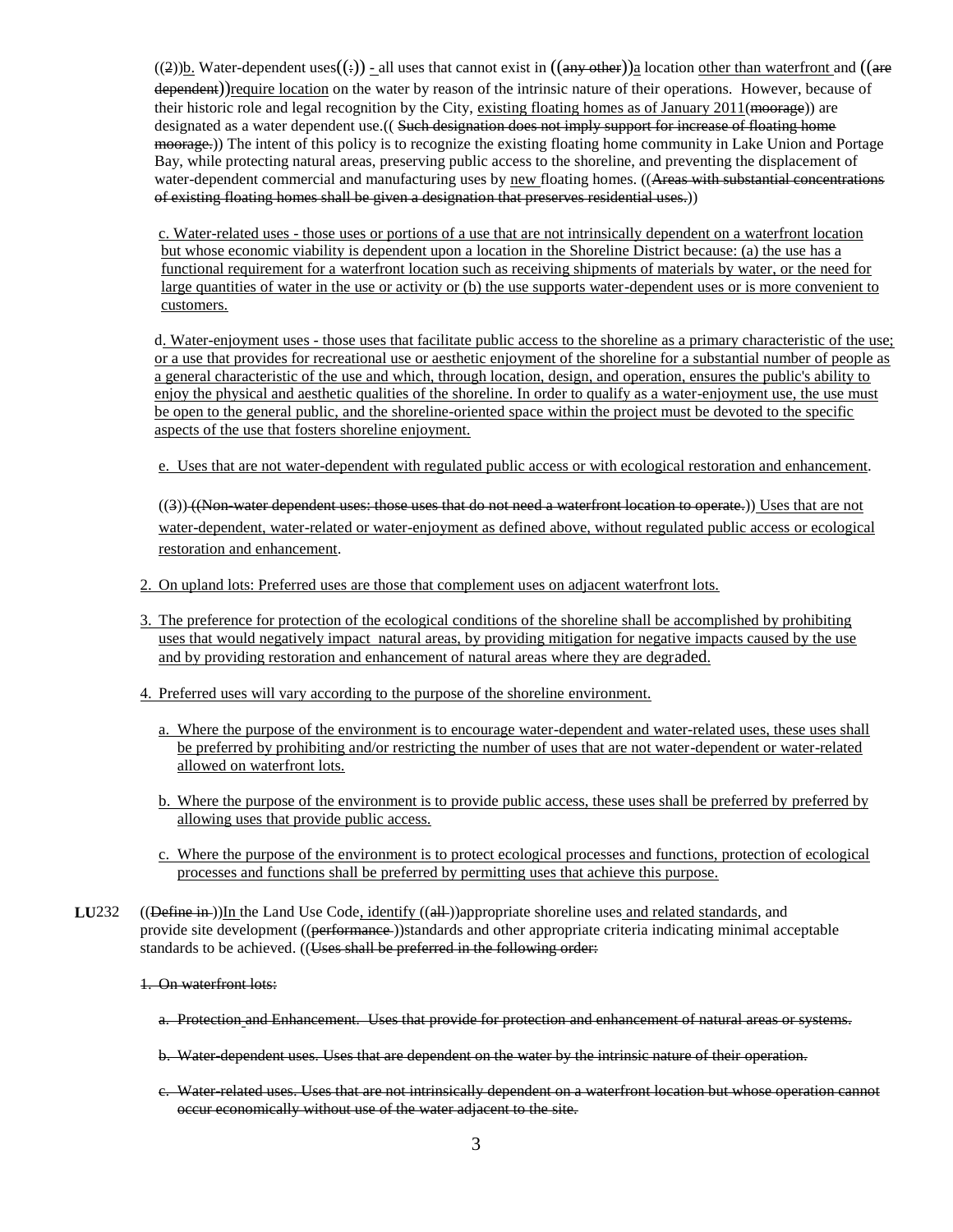((2))b. Water-dependent uses((:)) - all uses that cannot exist in ((any other))a location other than waterfront and ((are dependent))require location on the water by reason of the intrinsic nature of their operations. However, because of their historic role and legal recognition by the City, existing floating homes as of January 2011(moorage)) are designated as a water dependent use.(( Such designation does not imply support for increase of floating home moorage.)) The intent of this policy is to recognize the existing floating home community in Lake Union and Portage Bay, while protecting natural areas, preserving public access to the shoreline, and preventing the displacement of water-dependent commercial and manufacturing uses by new floating homes. ((Areas with substantial concentrations of existing floating homes shall be given a designation that preserves residential uses.))

c. Water-related uses - those uses or portions of a use that are not intrinsically dependent on a waterfront location but whose economic viability is dependent upon a location in the Shoreline District because: (a) the use has a functional requirement for a waterfront location such as receiving shipments of materials by water, or the need for large quantities of water in the use or activity or (b) the use supports water-dependent uses or is more convenient to customers.

d. Water-enjoyment uses - those uses that facilitate public access to the shoreline as a primary characteristic of the use; or a use that provides for recreational use or aesthetic enjoyment of the shoreline for a substantial number of people as a general characteristic of the use and which, through location, design, and operation, ensures the public's ability to enjoy the physical and aesthetic qualities of the shoreline. In order to qualify as a water-enjoyment use, the use must be open to the general public, and the shoreline-oriented space within the project must be devoted to the specific aspects of the use that fosters shoreline enjoyment.

e. Uses that are not water-dependent with regulated public access or with ecological restoration and enhancement.

((3)) ((Non-water dependent uses: those uses that do not need a waterfront location to operate.)) Uses that are not water-dependent, water-related or water-enjoyment as defined above, without regulated public access or ecological restoration and enhancement.

2. On upland lots: Preferred uses are those that complement uses on adjacent waterfront lots.

3. The preference for protection of the ecological conditions of the shoreline shall be accomplished by prohibiting uses that would negatively impact natural areas, by providing mitigation for negative impacts caused by the use and by providing restoration and enhancement of natural areas where they are degraded.

4. Preferred uses will vary according to the purpose of the shoreline environment.

   a. Where the purpose of the environment is to encourage water-dependent and water-related uses, these uses shall be preferred by prohibiting and/or restricting the number of uses that are not water-dependent or water-related allowed on waterfront lots.

   b. Where the purpose of the environment is to provide public access, these uses shall be preferred by preferred by allowing uses that provide public access.

   c. Where the purpose of the environment is to protect ecological processes and functions, protection of ecological processes and functions shall be preferred by permitting uses that achieve this purpose.

**LU**232 ((Define in ))In the Land Use Code, identify ((all ))appropriate shoreline uses and related standards, and provide site development ((performance ))standards and other appropriate criteria indicating minimal acceptable standards to be achieved. ((Uses shall be preferred in the following order:

1. On waterfront lots:

   a. Protection and Enhancement. Uses that provide for protection and enhancement of natural areas or systems.

   b. Water-dependent uses. Uses that are dependent on the water by the intrinsic nature of their operation.

   c. Water-related uses. Uses that are not intrinsically dependent on a waterfront location but whose operation cannot occur economically without use of the water adjacent to the site.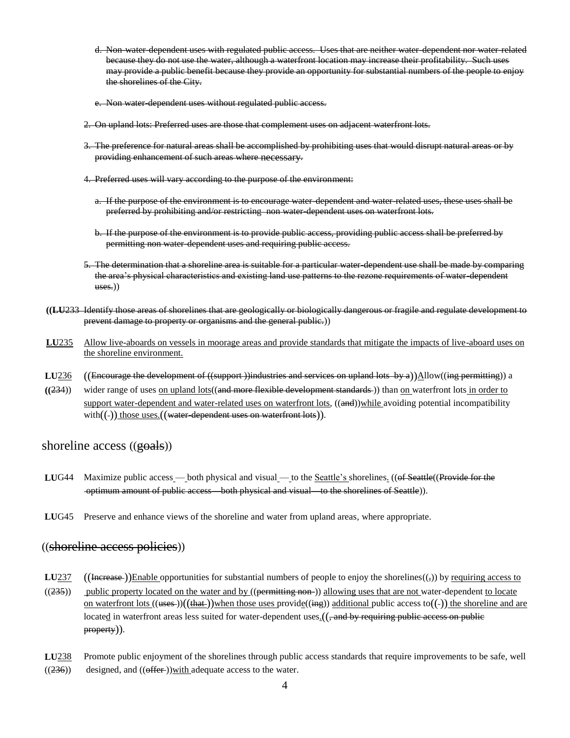d. Non-water-dependent uses with regulated public access. Uses that are neither water-dependent nor water-related because they do not use the water, although a waterfront location may increase their profitability. Such uses may provide a public benefit because they provide an opportunity for substantial numbers of the people to enjoy the shorelines of the City.

e. Non water-dependent uses without regulated public access.

2. On upland lots: Preferred uses are those that complement uses on adjacent waterfront lots.

3. The preference for natural areas shall be accomplished by prohibiting uses that would disrupt natural areas or by providing enhancement of such areas where necessary.

4. Preferred uses will vary according to the purpose of the environment:

a. If the purpose of the environment is to encourage water-dependent and water-related uses, these uses shall be preferred by prohibiting and/or restricting non water-dependent uses on waterfront lots.

b. If the purpose of the environment is to provide public access, providing public access shall be preferred by permitting non water-dependent uses and requiring public access.

5. The determination that a shoreline area is suitable for a particular water-dependent use shall be made by comparing the area's physical characteristics and existing land use patterns to the rezone requirements of water-dependent uses.))

((**LU**233 Identify those areas of shorelines that are geologically or biologically dangerous or fragile and regulate development to prevent damage to property or organisms and the general public.))

**LU**235 Allow live-aboards on vessels in moorage areas and provide standards that mitigate the impacts of live-aboard uses on the shoreline environment.

**LU**236 ((234)) ((Encourage the development of ((support ))industries and services on upland lots by a))Allow((ing permitting)) a wider range of uses on upland lots((and more flexible development standards )) than on waterfront lots in order to support water-dependent and water-related uses on waterfront lots, ((and))while avoiding potential incompatibility with((-)) those uses.((water-dependent uses on waterfront lots)).

## shoreline access ((goals))

**LU**G44 Maximize public access — both physical and visual — to the Seattle's shorelines. ((of Seattle((Provide for the optimum amount of public access—both physical and visual—to the shorelines of Seattle)).

**LU**G45 Preserve and enhance views of the shoreline and water from upland areas, where appropriate.

## ((shoreline access policies))

**LU**237 ((235)) ((Increase ))Enable opportunities for substantial numbers of people to enjoy the shorelines((,)) by requiring access to public property located on the water and by ((permitting non-)) allowing uses that are not water-dependent to locate on waterfront lots ((uses ))((that ))when those uses provide((ing)) additional public access to((-)) the shoreline and are located in waterfront areas less suited for water-dependent uses.((, and by requiring public access on public property)).

**LU**238 ((236)) Promote public enjoyment of the shorelines through public access standards that require improvements to be safe, well designed, and ((offer ))with adequate access to the water.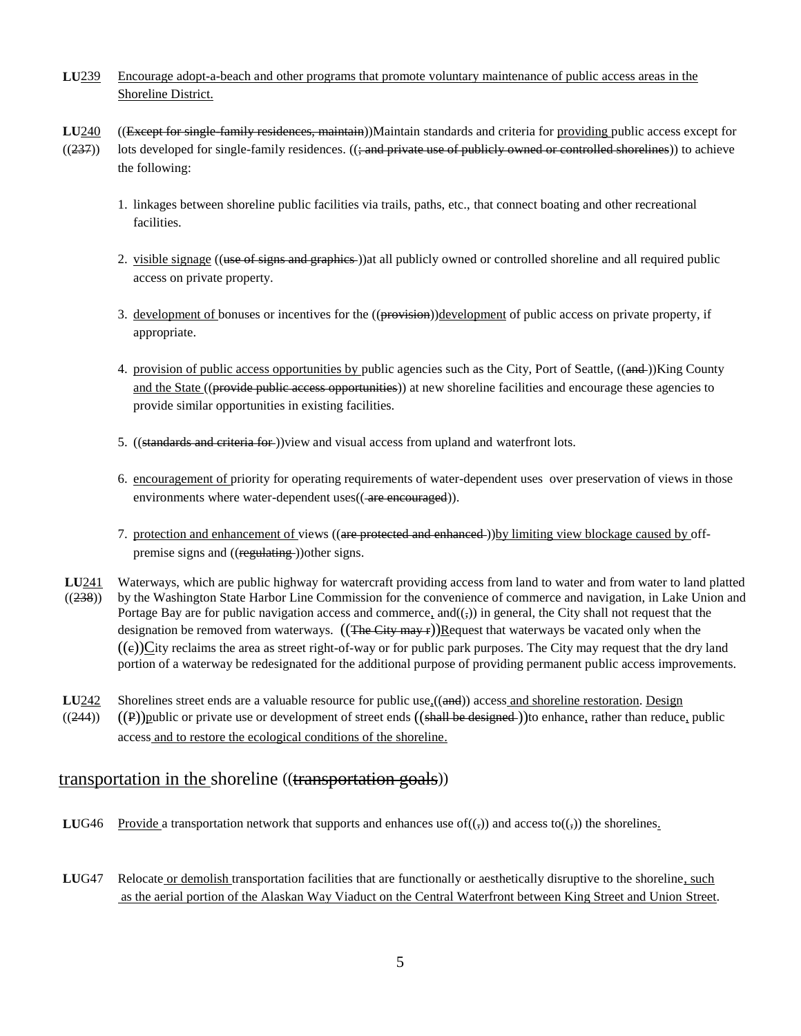**LU**239 Encourage adopt-a-beach and other programs that promote voluntary maintenance of public access areas in the Shoreline District.

**LU**240 ((237)) ((Except for single-family residences, maintain))Maintain standards and criteria for providing public access except for lots developed for single-family residences. ((; and private use of publicly owned or controlled shorelines)) to achieve the following:

1. linkages between shoreline public facilities via trails, paths, etc., that connect boating and other recreational facilities.

2. visible signage ((use of signs and graphics ))at all publicly owned or controlled shoreline and all required public access on private property.

3. development of bonuses or incentives for the ((provision))development of public access on private property, if appropriate.

4. provision of public access opportunities by public agencies such as the City, Port of Seattle, ((and ))King County and the State ((provide public access opportunities)) at new shoreline facilities and encourage these agencies to provide similar opportunities in existing facilities.

5. ((standards and criteria for ))view and visual access from upland and waterfront lots.

6. encouragement of priority for operating requirements of water-dependent uses over preservation of views in those environments where water-dependent uses(( are encouraged)).

7. protection and enhancement of views ((are protected and enhanced ))by limiting view blockage caused by off-premise signs and ((regulating ))other signs.

**LU**241 ((238)) Waterways, which are public highway for watercraft providing access from land to water and from water to land platted by the Washington State Harbor Line Commission for the convenience of commerce and navigation, in Lake Union and Portage Bay are for public navigation access and commerce, and((,)) in general, the City shall not request that the designation be removed from waterways. ((The City may r))Request that waterways be vacated only when the ((c))City reclaims the area as street right-of-way or for public park purposes. The City may request that the dry land portion of a waterway be redesignated for the additional purpose of providing permanent public access improvements.

**LU**242 ((244)) Shorelines street ends are a valuable resource for public use,((and)) access and shoreline restoration. Design ((P))public or private use or development of street ends ((shall be designed ))to enhance, rather than reduce, public access and to restore the ecological conditions of the shoreline.

## transportation in the shoreline ((transportation goals))

**LU**G46 Provide a transportation network that supports and enhances use of((,)) and access to((,)) the shorelines.

**LU**G47 Relocate or demolish transportation facilities that are functionally or aesthetically disruptive to the shoreline, such as the aerial portion of the Alaskan Way Viaduct on the Central Waterfront between King Street and Union Street.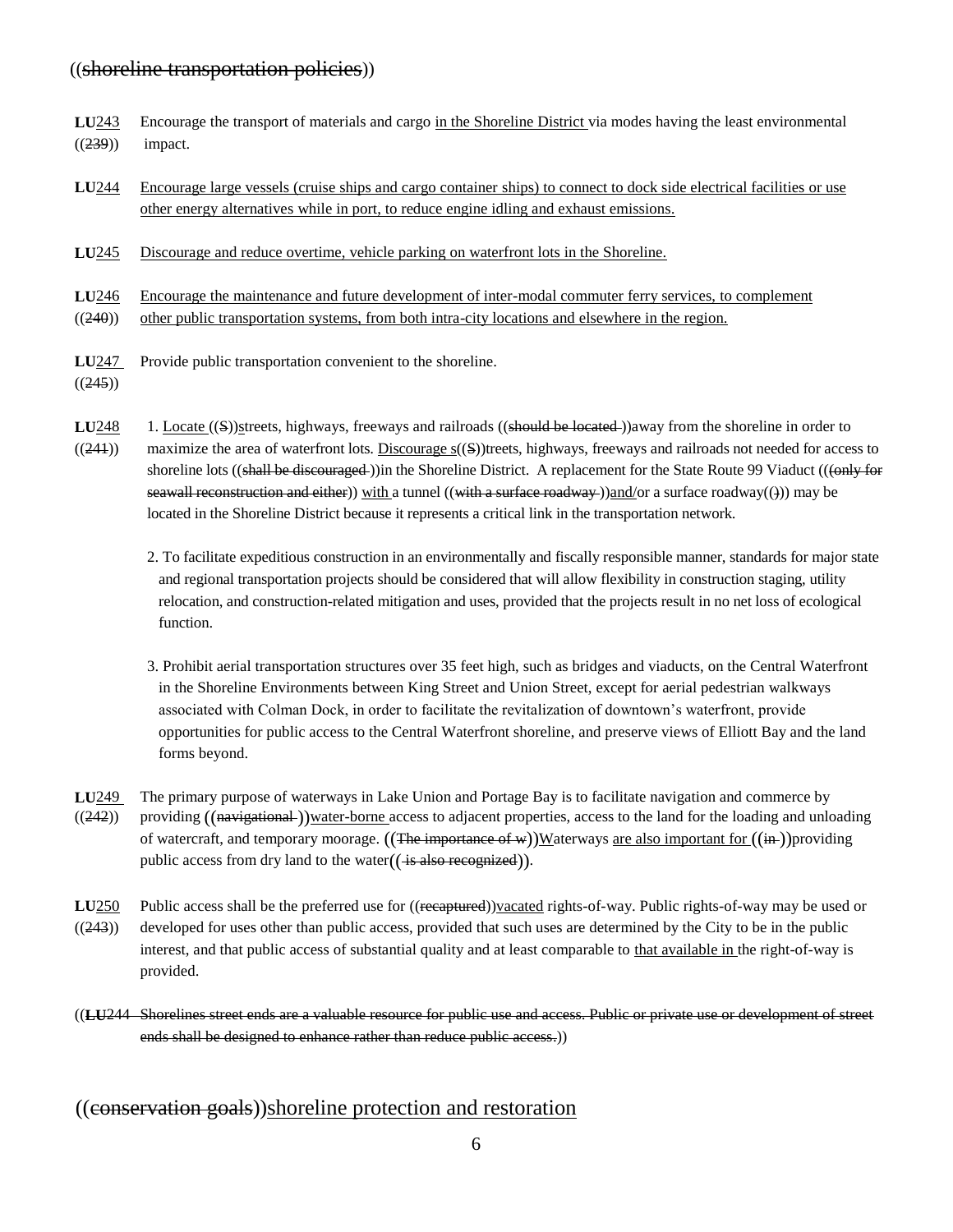((shoreline transportation policies))

**LU**243 ((239)) Encourage the transport of materials and cargo in the Shoreline District via modes having the least environmental impact.

**LU**244 Encourage large vessels (cruise ships and cargo container ships) to connect to dock side electrical facilities or use other energy alternatives while in port, to reduce engine idling and exhaust emissions.

**LU**245 Discourage and reduce overtime, vehicle parking on waterfront lots in the Shoreline.

**LU**246 ((240)) Encourage the maintenance and future development of inter-modal commuter ferry services, to complement other public transportation systems, from both intra-city locations and elsewhere in the region.

**LU**247 ((245)) Provide public transportation convenient to the shoreline.

**LU**248 ((241)) 1. Locate ((S))streets, highways, freeways and railroads ((should be located ))away from the shoreline in order to maximize the area of waterfront lots. Discourage s((S))treets, highways, freeways and railroads not needed for access to shoreline lots ((shall be discouraged ))in the Shoreline District. A replacement for the State Route 99 Viaduct (((only for seawall reconstruction and either)) with a tunnel ((with a surface roadway ))and/or a surface roadway(())) may be located in the Shoreline District because it represents a critical link in the transportation network.

2. To facilitate expeditious construction in an environmentally and fiscally responsible manner, standards for major state and regional transportation projects should be considered that will allow flexibility in construction staging, utility relocation, and construction-related mitigation and uses, provided that the projects result in no net loss of ecological function.

3. Prohibit aerial transportation structures over 35 feet high, such as bridges and viaducts, on the Central Waterfront in the Shoreline Environments between King Street and Union Street, except for aerial pedestrian walkways associated with Colman Dock, in order to facilitate the revitalization of downtown's waterfront, provide opportunities for public access to the Central Waterfront shoreline, and preserve views of Elliott Bay and the land forms beyond.

**LU**249 ((242)) The primary purpose of waterways in Lake Union and Portage Bay is to facilitate navigation and commerce by providing ((navigational ))water-borne access to adjacent properties, access to the land for the loading and unloading of watercraft, and temporary moorage. ((The importance of w))Waterways are also important for ((in ))providing public access from dry land to the water(( is also recognized)).

**LU**250 ((243)) Public access shall be the preferred use for ((recaptured))vacated rights-of-way. Public rights-of-way may be used or developed for uses other than public access, provided that such uses are determined by the City to be in the public interest, and that public access of substantial quality and at least comparable to that available in the right-of-way is provided.

((**LU**244 Shorelines street ends are a valuable resource for public use and access. Public or private use or development of street ends shall be designed to enhance rather than reduce public access.))

## ((conservation goals))shoreline protection and restoration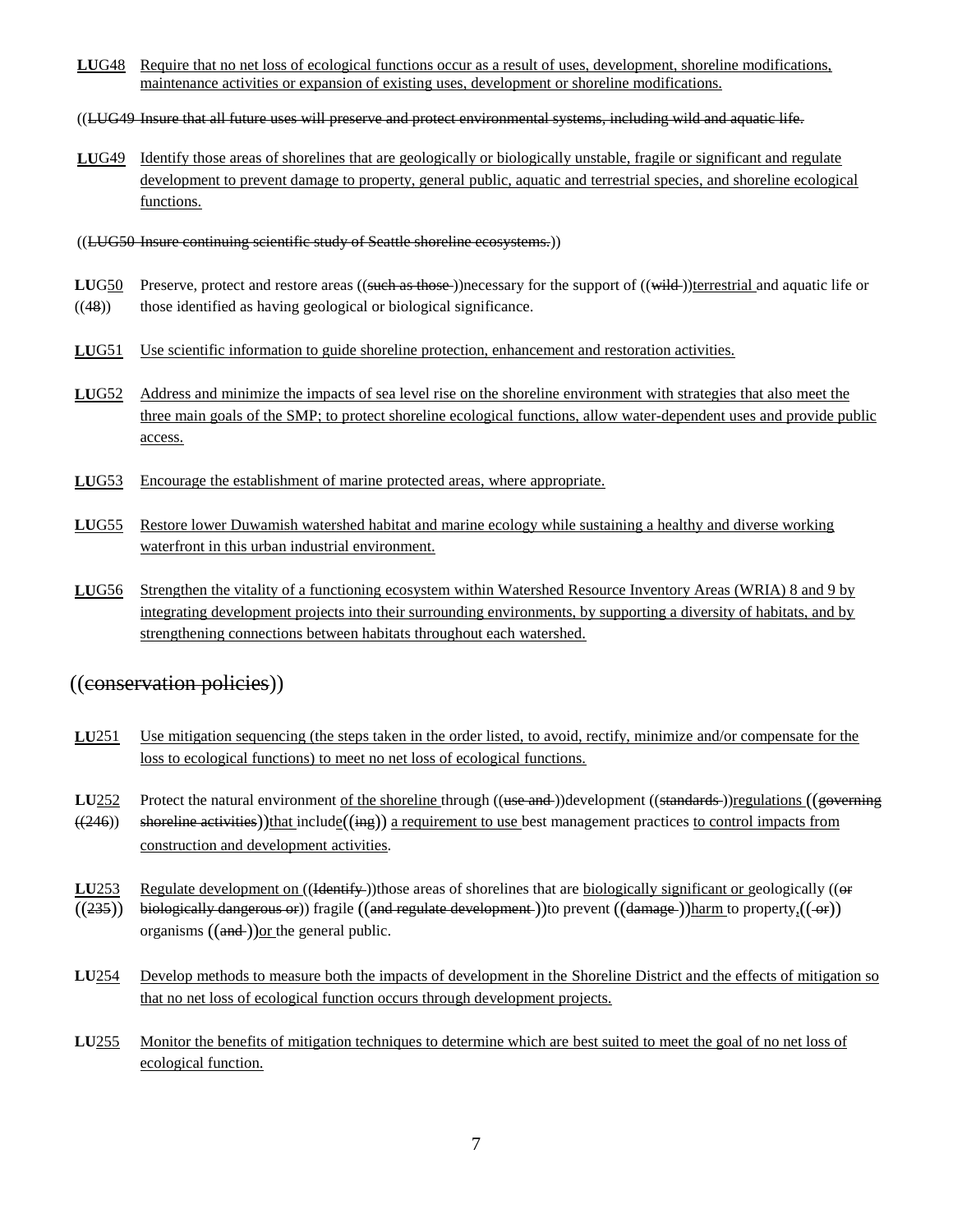**LU**G48 Require that no net loss of ecological functions occur as a result of uses, development, shoreline modifications, maintenance activities or expansion of existing uses, development or shoreline modifications.

((LUG49 Insure that all future uses will preserve and protect environmental systems, including wild and aquatic life.

**LU**G49 Identify those areas of shorelines that are geologically or biologically unstable, fragile or significant and regulate development to prevent damage to property, general public, aquatic and terrestrial species, and shoreline ecological functions.

((LUG50 Insure continuing scientific study of Seattle shoreline ecosystems.))

**LU**G50 ((48)) Preserve, protect and restore areas ((such as those ))necessary for the support of ((wild ))terrestrial and aquatic life or those identified as having geological or biological significance.

**LU**G51 Use scientific information to guide shoreline protection, enhancement and restoration activities.

**LU**G52 Address and minimize the impacts of sea level rise on the shoreline environment with strategies that also meet the three main goals of the SMP; to protect shoreline ecological functions, allow water-dependent uses and provide public access.

**LU**G53 Encourage the establishment of marine protected areas, where appropriate.

**LU**G55 Restore lower Duwamish watershed habitat and marine ecology while sustaining a healthy and diverse working waterfront in this urban industrial environment.

**LU**G56 Strengthen the vitality of a functioning ecosystem within Watershed Resource Inventory Areas (WRIA) 8 and 9 by integrating development projects into their surrounding environments, by supporting a diversity of habitats, and by strengthening connections between habitats throughout each watershed.

## ((conservation policies))

**LU**251 Use mitigation sequencing (the steps taken in the order listed, to avoid, rectify, minimize and/or compensate for the loss to ecological functions) to meet no net loss of ecological functions.

**LU**252 ((246)) Protect the natural environment of the shoreline through ((use and ))development ((standards ))regulations ((governing shoreline activities))that include((ing)) a requirement to use best management practices to control impacts from construction and development activities.

**LU**253 ((235)) Regulate development on ((Identify ))those areas of shorelines that are biologically significant or geologically ((or biologically dangerous or)) fragile ((and regulate development ))to prevent ((damage ))harm to property,(( or)) organisms ((and ))or the general public.

**LU**254 Develop methods to measure both the impacts of development in the Shoreline District and the effects of mitigation so that no net loss of ecological function occurs through development projects.

**LU**255 Monitor the benefits of mitigation techniques to determine which are best suited to meet the goal of no net loss of ecological function.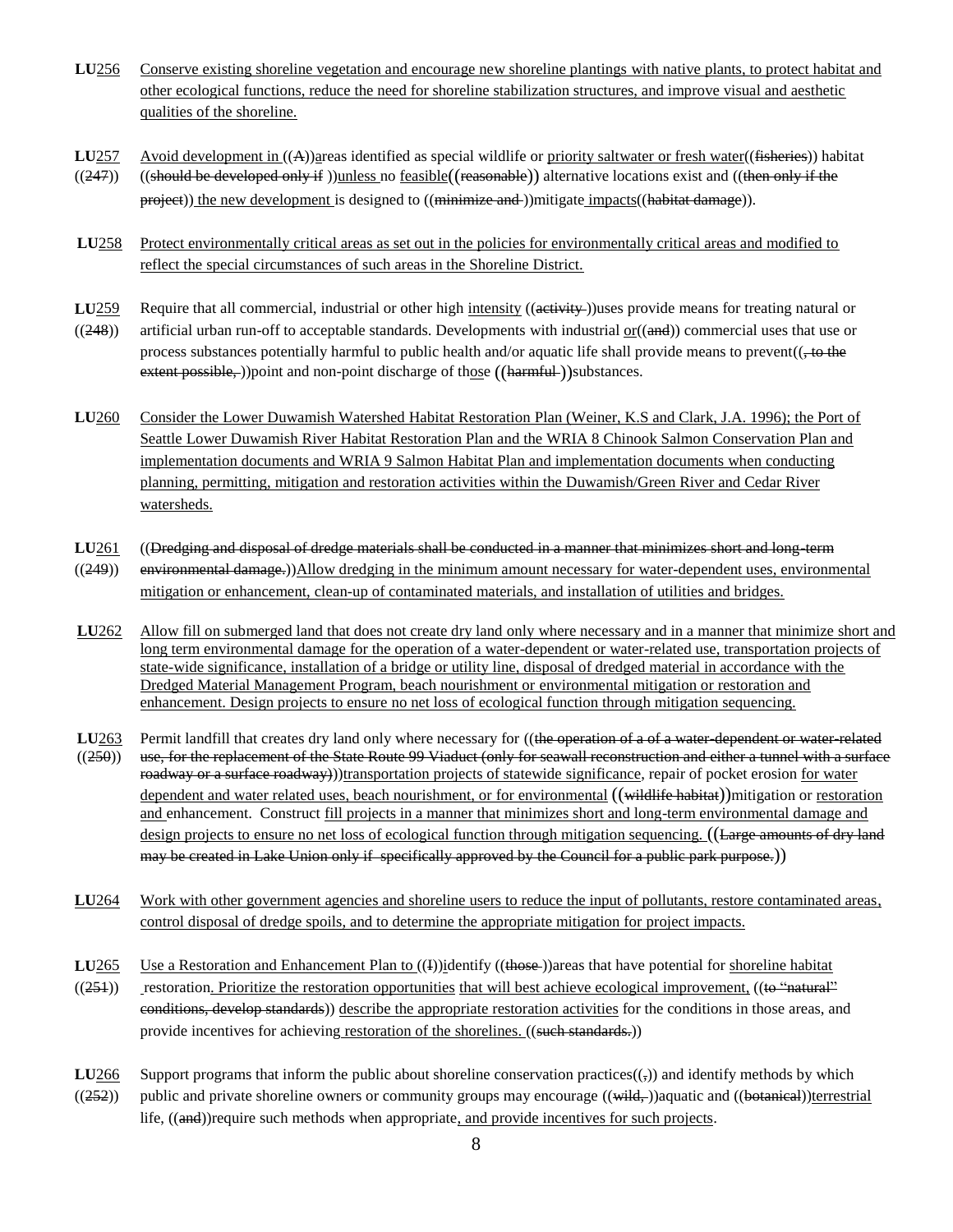**LU**256 Conserve existing shoreline vegetation and encourage new shoreline plantings with native plants, to protect habitat and other ecological functions, reduce the need for shoreline stabilization structures, and improve visual and aesthetic qualities of the shoreline.

**LU**257 ((247)) Avoid development in ((A))areas identified as special wildlife or priority saltwater or fresh water((fisheries)) habitat ((should be developed only if ))unless no feasible((reasonable)) alternative locations exist and ((then only if the project)) the new development is designed to ((minimize and ))mitigate impacts((habitat damage)).

**LU**258 Protect environmentally critical areas as set out in the policies for environmentally critical areas and modified to reflect the special circumstances of such areas in the Shoreline District.

**LU**259 ((248)) Require that all commercial, industrial or other high intensity ((activity ))uses provide means for treating natural or artificial urban run-off to acceptable standards. Developments with industrial or((and)) commercial uses that use or process substances potentially harmful to public health and/or aquatic life shall provide means to prevent((, to the extent possible, ))point and non-point discharge of those ((harmful ))substances.

**LU**260 Consider the Lower Duwamish Watershed Habitat Restoration Plan (Weiner, K.S and Clark, J.A. 1996); the Port of Seattle Lower Duwamish River Habitat Restoration Plan and the WRIA 8 Chinook Salmon Conservation Plan and implementation documents and WRIA 9 Salmon Habitat Plan and implementation documents when conducting planning, permitting, mitigation and restoration activities within the Duwamish/Green River and Cedar River watersheds.

**LU**261 ((249)) ((Dredging and disposal of dredge materials shall be conducted in a manner that minimizes short and long-term environmental damage.))Allow dredging in the minimum amount necessary for water-dependent uses, environmental mitigation or enhancement, clean-up of contaminated materials, and installation of utilities and bridges.

**LU**262 Allow fill on submerged land that does not create dry land only where necessary and in a manner that minimize short and long term environmental damage for the operation of a water-dependent or water-related use, transportation projects of state-wide significance, installation of a bridge or utility line, disposal of dredged material in accordance with the Dredged Material Management Program, beach nourishment or environmental mitigation or restoration and enhancement. Design projects to ensure no net loss of ecological function through mitigation sequencing.

**LU**263 ((250)) Permit landfill that creates dry land only where necessary for ((the operation of a of a water-dependent or water-related use, for the replacement of the State Route 99 Viaduct (only for seawall reconstruction and either a tunnel with a surface roadway or a surface roadway)))transportation projects of statewide significance, repair of pocket erosion for water dependent and water related uses, beach nourishment, or for environmental ((wildlife habitat))mitigation or restoration and enhancement. Construct fill projects in a manner that minimizes short and long-term environmental damage and design projects to ensure no net loss of ecological function through mitigation sequencing. ((Large amounts of dry land may be created in Lake Union only if specifically approved by the Council for a public park purpose.))

**LU**264 Work with other government agencies and shoreline users to reduce the input of pollutants, restore contaminated areas, control disposal of dredge spoils, and to determine the appropriate mitigation for project impacts.

**LU**265 ((251)) Use a Restoration and Enhancement Plan to ((I))identify ((those ))areas that have potential for shoreline habitat restoration. Prioritize the restoration opportunities that will best achieve ecological improvement, ((to "natural" conditions, develop standards)) describe the appropriate restoration activities for the conditions in those areas, and provide incentives for achieving restoration of the shorelines. ((such standards.))

**LU**266 ((252)) Support programs that inform the public about shoreline conservation practices((,)) and identify methods by which public and private shoreline owners or community groups may encourage ((wild, ))aquatic and ((botanical))terrestrial life, ((and))require such methods when appropriate, and provide incentives for such projects.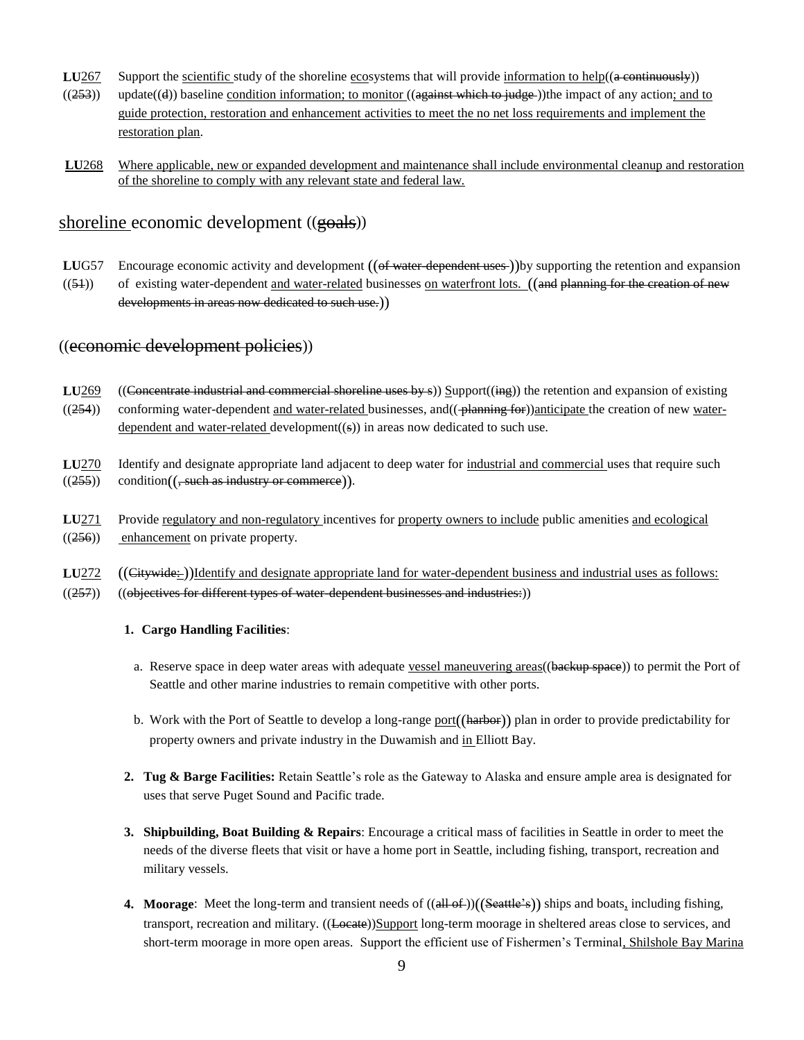**LU**267 ((253)) Support the scientific study of the shoreline ecosystems that will provide information to help((a continuously)) update((d)) baseline condition information; to monitor ((against which to judge ))the impact of any action; and to guide protection, restoration and enhancement activities to meet the no net loss requirements and implement the restoration plan.

**LU**268 Where applicable, new or expanded development and maintenance shall include environmental cleanup and restoration of the shoreline to comply with any relevant state and federal law.

## shoreline economic development ((goals))

**LU**G57 ((51)) Encourage economic activity and development ((of water-dependent uses ))by supporting the retention and expansion of existing water-dependent and water-related businesses on waterfront lots. ((and planning for the creation of new developments in areas now dedicated to such use.))

## ((economic development policies))

**LU**269 ((254)) ((Concentrate industrial and commercial shoreline uses by s)) Support((ing)) the retention and expansion of existing conforming water-dependent and water-related businesses, and(( planning for))anticipate the creation of new water-dependent and water-related development((s)) in areas now dedicated to such use.

**LU**270 ((255)) Identify and designate appropriate land adjacent to deep water for industrial and commercial uses that require such condition((, such as industry or commerce)).

**LU**271 ((256)) Provide regulatory and non-regulatory incentives for property owners to include public amenities and ecological enhancement on private property.

**LU**272 ((257)) ((Citywide: ))Identify and designate appropriate land for water-dependent business and industrial uses as follows: ((objectives for different types of water-dependent businesses and industries:))

1. **Cargo Handling Facilities**:
   a. Reserve space in deep water areas with adequate vessel maneuvering areas((backup space)) to permit the Port of Seattle and other marine industries to remain competitive with other ports.
   b. Work with the Port of Seattle to develop a long-range port((harbor)) plan in order to provide predictability for property owners and private industry in the Duwamish and in Elliott Bay.
2. **Tug & Barge Facilities:** Retain Seattle's role as the Gateway to Alaska and ensure ample area is designated for uses that serve Puget Sound and Pacific trade.
3. **Shipbuilding, Boat Building & Repairs**: Encourage a critical mass of facilities in Seattle in order to meet the needs of the diverse fleets that visit or have a home port in Seattle, including fishing, transport, recreation and military vessels.
4. **Moorage**: Meet the long-term and transient needs of ((all of ))((Seattle's)) ships and boats, including fishing, transport, recreation and military. ((Locate))Support long-term moorage in sheltered areas close to services, and short-term moorage in more open areas. Support the efficient use of Fishermen's Terminal, Shilshole Bay Marina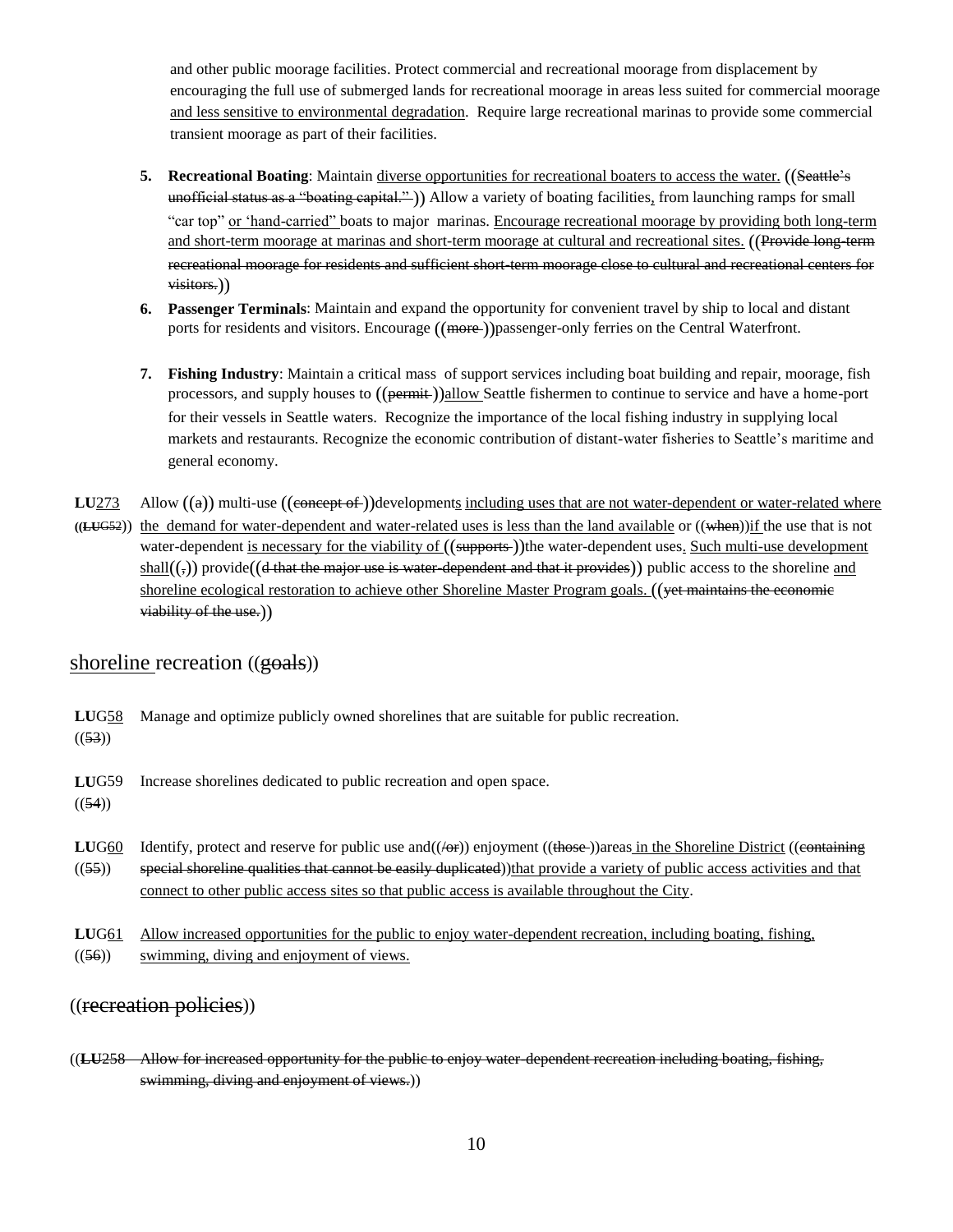and other public moorage facilities. Protect commercial and recreational moorage from displacement by encouraging the full use of submerged lands for recreational moorage in areas less suited for commercial moorage and less sensitive to environmental degradation. Require large recreational marinas to provide some commercial transient moorage as part of their facilities.

5. **Recreational Boating**: Maintain diverse opportunities for recreational boaters to access the water. ((Seattle's unofficial status as a "boating capital." )) Allow a variety of boating facilities, from launching ramps for small "car top" or 'hand-carried" boats to major marinas. Encourage recreational moorage by providing both long-term and short-term moorage at marinas and short-term moorage at cultural and recreational sites. ((Provide long-term recreational moorage for residents and sufficient short-term moorage close to cultural and recreational centers for visitors.))

6. **Passenger Terminals**: Maintain and expand the opportunity for convenient travel by ship to local and distant ports for residents and visitors. Encourage ((more ))passenger-only ferries on the Central Waterfront.

7. **Fishing Industry**: Maintain a critical mass of support services including boat building and repair, moorage, fish processors, and supply houses to ((permit ))allow Seattle fishermen to continue to service and have a home-port for their vessels in Seattle waters. Recognize the importance of the local fishing industry in supplying local markets and restaurants. Recognize the economic contribution of distant-water fisheries to Seattle's maritime and general economy.

**LU**273 ((**LU**G52)) Allow ((a)) multi-use ((concept of ))developments including uses that are not water-dependent or water-related where the demand for water-dependent and water-related uses is less than the land available or ((when))if the use that is not water-dependent is necessary for the viability of ((supports ))the water-dependent uses. Such multi-use development shall((,)) provide((d that the major use is water-dependent and that it provides)) public access to the shoreline and shoreline ecological restoration to achieve other Shoreline Master Program goals. ((yet maintains the economic viability of the use.))

## shoreline recreation ((goals))

**LU**G58 ((53)) Manage and optimize publicly owned shorelines that are suitable for public recreation.

**LU**G59 ((54)) Increase shorelines dedicated to public recreation and open space.

**LU**G60 ((55)) Identify, protect and reserve for public use and((/or)) enjoyment ((those ))areas in the Shoreline District ((containing special shoreline qualities that cannot be easily duplicated))that provide a variety of public access activities and that connect to other public access sites so that public access is available throughout the City.

**LU**G61 ((56)) Allow increased opportunities for the public to enjoy water-dependent recreation, including boating, fishing, swimming, diving and enjoyment of views.

## ((recreation policies))

((**LU**258 Allow for increased opportunity for the public to enjoy water-dependent recreation including boating, fishing, swimming, diving and enjoyment of views.))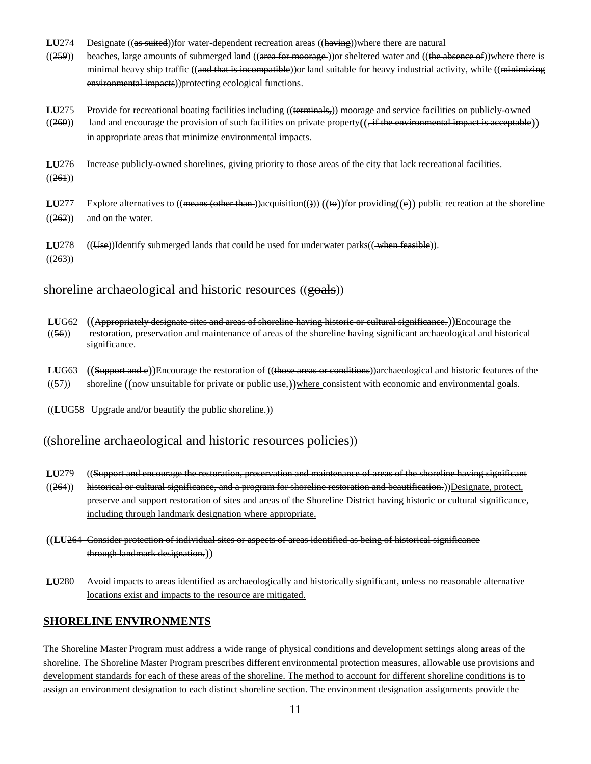**LU**274 ((259)) Designate ((as suited))for water-dependent recreation areas ((having))where there are natural beaches, large amounts of submerged land ((area for moorage ))or sheltered water and ((the absence of))where there is minimal heavy ship traffic ((and that is incompatible))or land suitable for heavy industrial activity, while ((minimizing environmental impacts))protecting ecological functions.

**LU**275 ((260)) Provide for recreational boating facilities including ((terminals,)) moorage and service facilities on publicly-owned land and encourage the provision of such facilities on private property((, if the environmental impact is acceptable)) in appropriate areas that minimize environmental impacts.

**LU**276 ((261)) Increase publicly-owned shorelines, giving priority to those areas of the city that lack recreational facilities.

**LU**277 ((262)) Explore alternatives to ((means (other than ))acquisition(())) ((to))for providing((e)) public recreation at the shoreline and on the water.

**LU**278 ((263)) ((Use))Identify submerged lands that could be used for underwater parks(( when feasible)).

## shoreline archaeological and historic resources ((goals))

**LU**G62 ((56)) ((Appropriately designate sites and areas of shoreline having historic or cultural significance.))Encourage the restoration, preservation and maintenance of areas of the shoreline having significant archaeological and historical significance.

**LU**G63 ((57)) ((Support and e))Encourage the restoration of ((those areas or conditions))archaeological and historic features of the shoreline ((now unsuitable for private or public use,))where consistent with economic and environmental goals.

((**LU**G58 Upgrade and/or beautify the public shoreline.))

## ((shoreline archaeological and historic resources policies))

**LU**279 ((264)) ((Support and encourage the restoration, preservation and maintenance of areas of the shoreline having significant historical or cultural significance, and a program for shoreline restoration and beautification.))Designate, protect, preserve and support restoration of sites and areas of the Shoreline District having historic or cultural significance, including through landmark designation where appropriate.

((**LU**264 Consider protection of individual sites or aspects of areas identified as being of historical significance through landmark designation.))

**LU**280 Avoid impacts to areas identified as archaeologically and historically significant, unless no reasonable alternative locations exist and impacts to the resource are mitigated.

## SHORELINE ENVIRONMENTS

The Shoreline Master Program must address a wide range of physical conditions and development settings along areas of the shoreline. The Shoreline Master Program prescribes different environmental protection measures, allowable use provisions and development standards for each of these areas of the shoreline. The method to account for different shoreline conditions is to assign an environment designation to each distinct shoreline section. The environment designation assignments provide the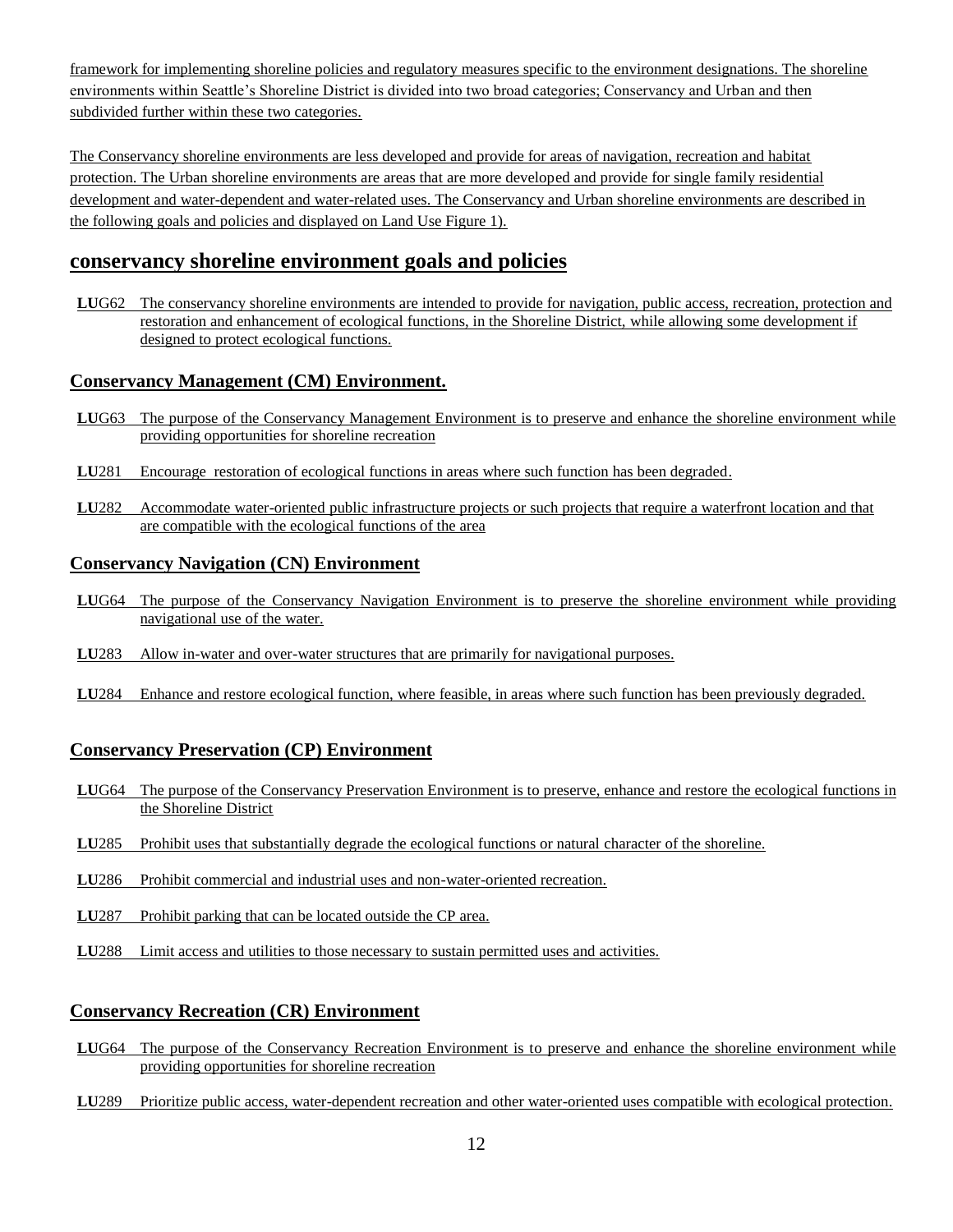framework for implementing shoreline policies and regulatory measures specific to the environment designations. The shoreline environments within Seattle's Shoreline District is divided into two broad categories; Conservancy and Urban and then subdivided further within these two categories.

The Conservancy shoreline environments are less developed and provide for areas of navigation, recreation and habitat protection. The Urban shoreline environments are areas that are more developed and provide for single family residential development and water-dependent and water-related uses. The Conservancy and Urban shoreline environments are described in the following goals and policies and displayed on Land Use Figure 1).

## conservancy shoreline environment goals and policies

**LU**G62 The conservancy shoreline environments are intended to provide for navigation, public access, recreation, protection and restoration and enhancement of ecological functions, in the Shoreline District, while allowing some development if designed to protect ecological functions.

### Conservancy Management (CM) Environment.

**LU**G63 The purpose of the Conservancy Management Environment is to preserve and enhance the shoreline environment while providing opportunities for shoreline recreation

**LU**281 Encourage restoration of ecological functions in areas where such function has been degraded.

**LU**282 Accommodate water-oriented public infrastructure projects or such projects that require a waterfront location and that are compatible with the ecological functions of the area

### Conservancy Navigation (CN) Environment

**LU**G64 The purpose of the Conservancy Navigation Environment is to preserve the shoreline environment while providing navigational use of the water.

**LU**283 Allow in-water and over-water structures that are primarily for navigational purposes.

**LU**284 Enhance and restore ecological function, where feasible, in areas where such function has been previously degraded.

### Conservancy Preservation (CP) Environment

**LU**G64 The purpose of the Conservancy Preservation Environment is to preserve, enhance and restore the ecological functions in the Shoreline District

**LU**285 Prohibit uses that substantially degrade the ecological functions or natural character of the shoreline.

**LU**286 Prohibit commercial and industrial uses and non-water-oriented recreation.

**LU**287 Prohibit parking that can be located outside the CP area.

**LU**288 Limit access and utilities to those necessary to sustain permitted uses and activities.

### Conservancy Recreation (CR) Environment

**LU**G64 The purpose of the Conservancy Recreation Environment is to preserve and enhance the shoreline environment while providing opportunities for shoreline recreation

**LU**289 Prioritize public access, water-dependent recreation and other water-oriented uses compatible with ecological protection.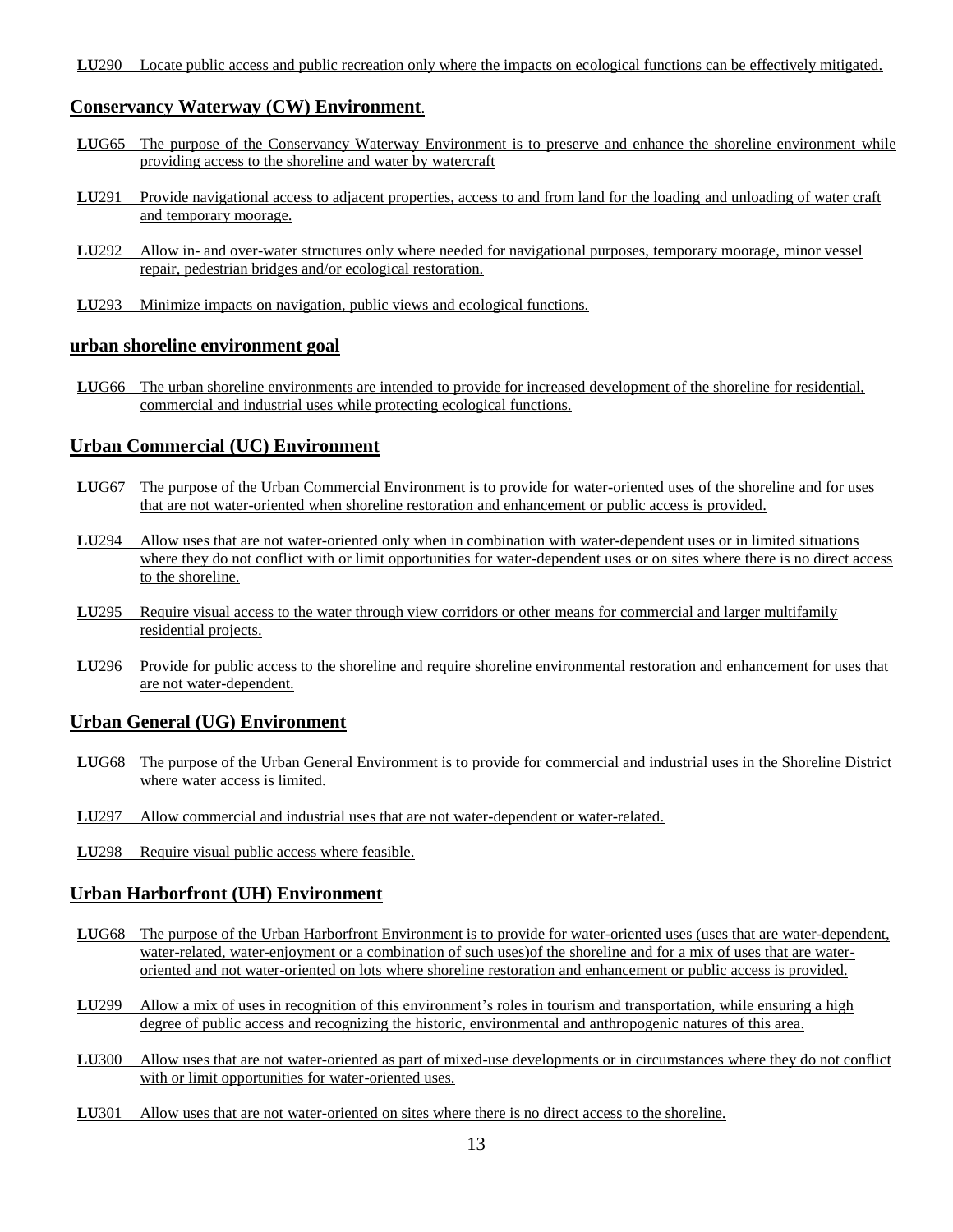**LU**290 Locate public access and public recreation only where the impacts on ecological functions can be effectively mitigated.

## Conservancy Waterway (CW) Environment.

**LU**G65 The purpose of the Conservancy Waterway Environment is to preserve and enhance the shoreline environment while providing access to the shoreline and water by watercraft

**LU**291 Provide navigational access to adjacent properties, access to and from land for the loading and unloading of water craft and temporary moorage.

**LU**292 Allow in- and over-water structures only where needed for navigational purposes, temporary moorage, minor vessel repair, pedestrian bridges and/or ecological restoration.

**LU**293 Minimize impacts on navigation, public views and ecological functions.

## urban shoreline environment goal

**LU**G66 The urban shoreline environments are intended to provide for increased development of the shoreline for residential, commercial and industrial uses while protecting ecological functions.

## Urban Commercial (UC) Environment

**LU**G67 The purpose of the Urban Commercial Environment is to provide for water-oriented uses of the shoreline and for uses that are not water-oriented when shoreline restoration and enhancement or public access is provided.

**LU**294 Allow uses that are not water-oriented only when in combination with water-dependent uses or in limited situations where they do not conflict with or limit opportunities for water-dependent uses or on sites where there is no direct access to the shoreline.

**LU**295 Require visual access to the water through view corridors or other means for commercial and larger multifamily residential projects.

**LU**296 Provide for public access to the shoreline and require shoreline environmental restoration and enhancement for uses that are not water-dependent.

## Urban General (UG) Environment

**LU**G68 The purpose of the Urban General Environment is to provide for commercial and industrial uses in the Shoreline District where water access is limited.

**LU**297 Allow commercial and industrial uses that are not water-dependent or water-related.

**LU**298 Require visual public access where feasible.

## Urban Harborfront (UH) Environment

**LU**G68 The purpose of the Urban Harborfront Environment is to provide for water-oriented uses (uses that are water-dependent, water-related, water-enjoyment or a combination of such uses)of the shoreline and for a mix of uses that are water-oriented and not water-oriented on lots where shoreline restoration and enhancement or public access is provided.

**LU**299 Allow a mix of uses in recognition of this environment's roles in tourism and transportation, while ensuring a high degree of public access and recognizing the historic, environmental and anthropogenic natures of this area.

**LU**300 Allow uses that are not water-oriented as part of mixed-use developments or in circumstances where they do not conflict with or limit opportunities for water-oriented uses.

**LU**301 Allow uses that are not water-oriented on sites where there is no direct access to the shoreline.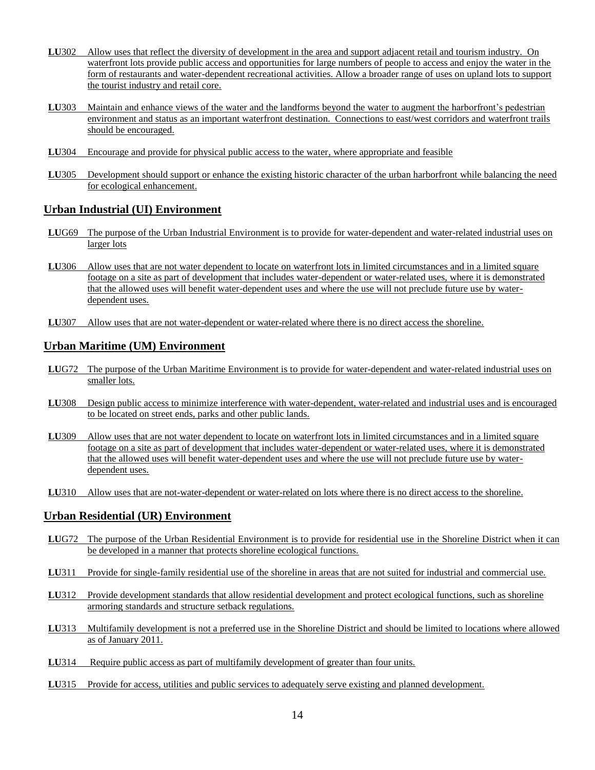**LU**302 Allow uses that reflect the diversity of development in the area and support adjacent retail and tourism industry. On waterfront lots provide public access and opportunities for large numbers of people to access and enjoy the water in the form of restaurants and water-dependent recreational activities. Allow a broader range of uses on upland lots to support the tourist industry and retail core.

**LU**303 Maintain and enhance views of the water and the landforms beyond the water to augment the harborfront's pedestrian environment and status as an important waterfront destination. Connections to east/west corridors and waterfront trails should be encouraged.

**LU**304 Encourage and provide for physical public access to the water, where appropriate and feasible

**LU**305 Development should support or enhance the existing historic character of the urban harborfront while balancing the need for ecological enhancement.

## Urban Industrial (UI) Environment

**LU**G69 The purpose of the Urban Industrial Environment is to provide for water-dependent and water-related industrial uses on larger lots

**LU**306 Allow uses that are not water dependent to locate on waterfront lots in limited circumstances and in a limited square footage on a site as part of development that includes water-dependent or water-related uses, where it is demonstrated that the allowed uses will benefit water-dependent uses and where the use will not preclude future use by water-dependent uses.

**LU**307 Allow uses that are not water-dependent or water-related where there is no direct access the shoreline.

## Urban Maritime (UM) Environment

**LU**G72 The purpose of the Urban Maritime Environment is to provide for water-dependent and water-related industrial uses on smaller lots.

**LU**308 Design public access to minimize interference with water-dependent, water-related and industrial uses and is encouraged to be located on street ends, parks and other public lands.

**LU**309 Allow uses that are not water dependent to locate on waterfront lots in limited circumstances and in a limited square footage on a site as part of development that includes water-dependent or water-related uses, where it is demonstrated that the allowed uses will benefit water-dependent uses and where the use will not preclude future use by water-dependent uses.

**LU**310 Allow uses that are not-water-dependent or water-related on lots where there is no direct access to the shoreline.

## Urban Residential (UR) Environment

**LU**G72 The purpose of the Urban Residential Environment is to provide for residential use in the Shoreline District when it can be developed in a manner that protects shoreline ecological functions.

**LU**311 Provide for single-family residential use of the shoreline in areas that are not suited for industrial and commercial use.

**LU**312 Provide development standards that allow residential development and protect ecological functions, such as shoreline armoring standards and structure setback regulations.

**LU**313 Multifamily development is not a preferred use in the Shoreline District and should be limited to locations where allowed as of January 2011.

**LU**314 Require public access as part of multifamily development of greater than four units.

**LU**315 Provide for access, utilities and public services to adequately serve existing and planned development.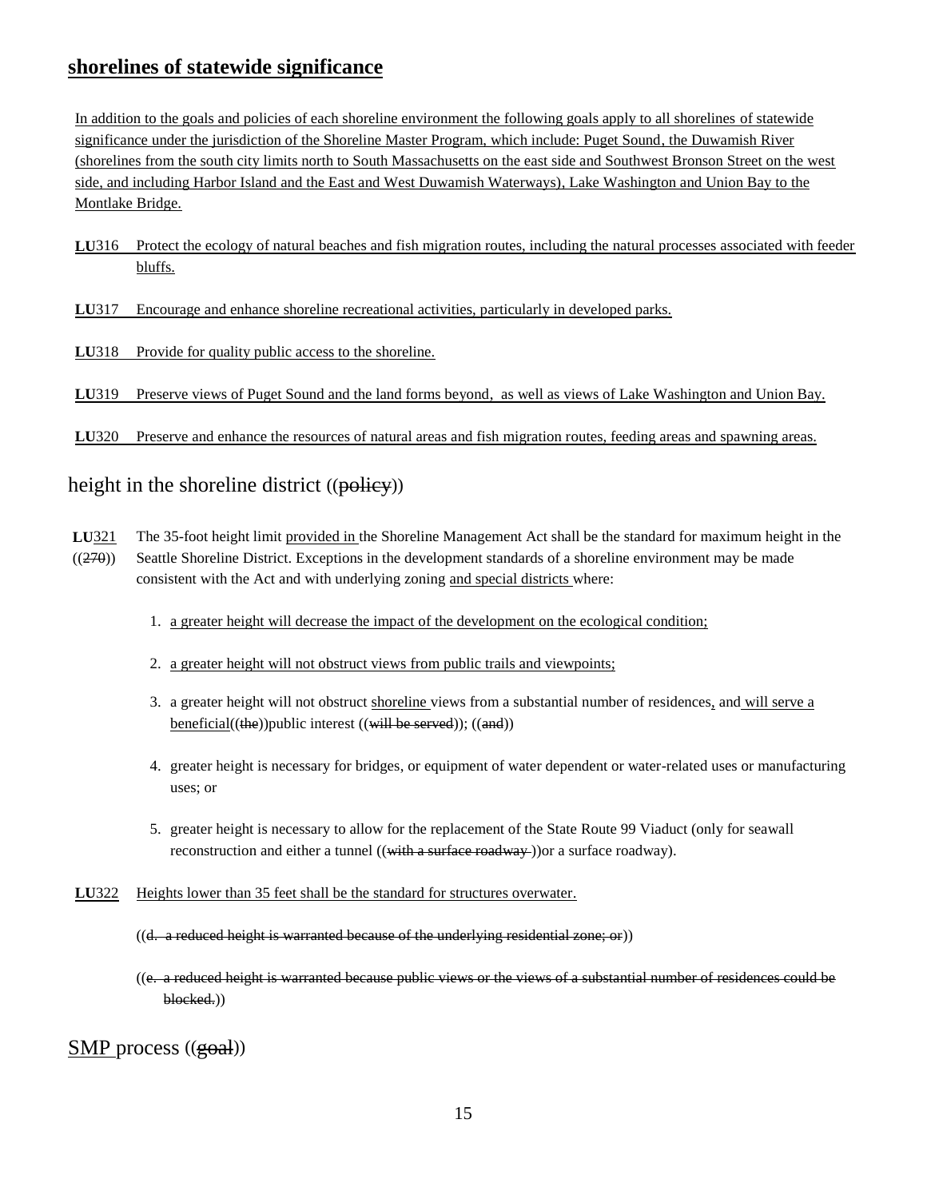## shorelines of statewide significance

In addition to the goals and policies of each shoreline environment the following goals apply to all shorelines of statewide significance under the jurisdiction of the Shoreline Master Program, which include: Puget Sound, the Duwamish River (shorelines from the south city limits north to South Massachusetts on the east side and Southwest Bronson Street on the west side, and including Harbor Island and the East and West Duwamish Waterways), Lake Washington and Union Bay to the Montlake Bridge.

**LU**316 Protect the ecology of natural beaches and fish migration routes, including the natural processes associated with feeder bluffs.

**LU**317 Encourage and enhance shoreline recreational activities, particularly in developed parks.

**LU**318 Provide for quality public access to the shoreline.

**LU**319 Preserve views of Puget Sound and the land forms beyond, as well as views of Lake Washington and Union Bay.

**LU**320 Preserve and enhance the resources of natural areas and fish migration routes, feeding areas and spawning areas.

## height in the shoreline district ((~~policy~~))

**LU**321 ((~~270~~)) The 35-foot height limit provided in the Shoreline Management Act shall be the standard for maximum height in the Seattle Shoreline District. Exceptions in the development standards of a shoreline environment may be made consistent with the Act and with underlying zoning and special districts where:

1. a greater height will decrease the impact of the development on the ecological condition;
2. a greater height will not obstruct views from public trails and viewpoints;
3. a greater height will not obstruct shoreline views from a substantial number of residences, and will serve a beneficial((~~the~~))public interest ((~~will be served~~)); ((~~and~~))
4. greater height is necessary for bridges, or equipment of water dependent or water-related uses or manufacturing uses; or
5. greater height is necessary to allow for the replacement of the State Route 99 Viaduct (only for seawall reconstruction and either a tunnel ((~~with a surface roadway~~ ))or a surface roadway).

**LU**322 Heights lower than 35 feet shall be the standard for structures overwater.

((~~d. a reduced height is warranted because of the underlying residential zone; or~~))

((~~e. a reduced height is warranted because public views or the views of a substantial number of residences could be blocked.~~))

## SMP process ((~~goal~~))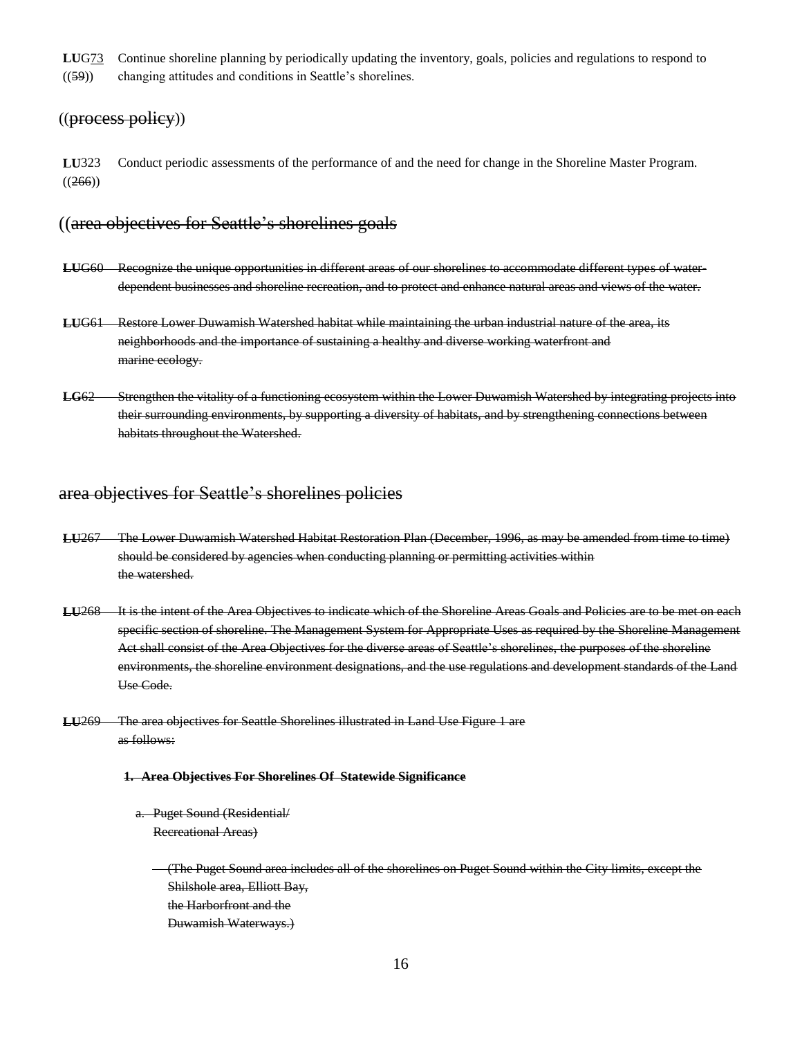**LU**G<u>73</u> ((~~59~~)) Continue shoreline planning by periodically updating the inventory, goals, policies and regulations to respond to changing attitudes and conditions in Seattle's shorelines.

## ((~~process policy~~))

**LU**323 ((~~266~~)) Conduct periodic assessments of the performance of and the need for change in the Shoreline Master Program.

## ((~~area objectives for Seattle's shorelines goals~~

~~**LU**G60 Recognize the unique opportunities in different areas of our shorelines to accommodate different types of water-dependent businesses and shoreline recreation, and to protect and enhance natural areas and views of the water.~~

~~**LU**G61 Restore Lower Duwamish Watershed habitat while maintaining the urban industrial nature of the area, its neighborhoods and the importance of sustaining a healthy and diverse working waterfront and marine ecology.~~

~~**LG**62 Strengthen the vitality of a functioning ecosystem within the Lower Duwamish Watershed by integrating projects into their surrounding environments, by supporting a diversity of habitats, and by strengthening connections between habitats throughout the Watershed.~~

## ~~area objectives for Seattle's shorelines policies~~

~~**LU**267 The Lower Duwamish Watershed Habitat Restoration Plan (December, 1996, as may be amended from time to time) should be considered by agencies when conducting planning or permitting activities within the watershed.~~

~~**LU**268 It is the intent of the Area Objectives to indicate which of the Shoreline Areas Goals and Policies are to be met on each specific section of shoreline. The Management System for Appropriate Uses as required by the Shoreline Management Act shall consist of the Area Objectives for the diverse areas of Seattle's shorelines, the purposes of the shoreline environments, the shoreline environment designations, and the use regulations and development standards of the Land Use Code.~~

~~**LU**269 The area objectives for Seattle Shorelines illustrated in Land Use Figure 1 are as follows:~~

~~**1. Area Objectives For Shorelines Of Statewide Significance**~~

~~a. Puget Sound (Residential/ Recreational Areas)~~

~~(The Puget Sound area includes all of the shorelines on Puget Sound within the City limits, except the Shilshole area, Elliott Bay, the Harborfront and the Duwamish Waterways.)~~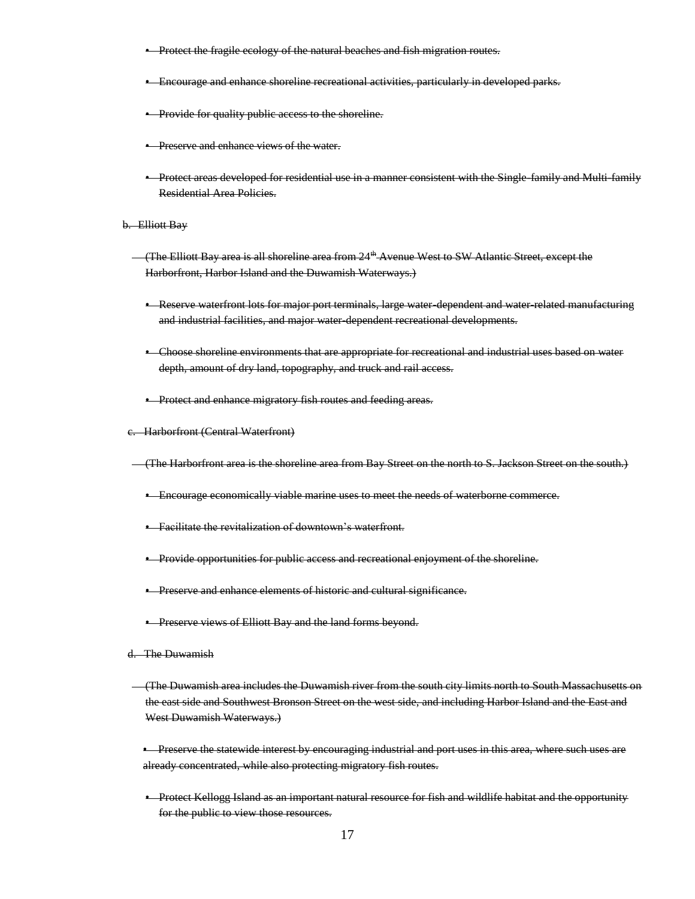- ~~Protect the fragile ecology of the natural beaches and fish migration routes.~~

- ~~Encourage and enhance shoreline recreational activities, particularly in developed parks.~~

- ~~Provide for quality public access to the shoreline.~~

- ~~Preserve and enhance views of the water.~~

- ~~Protect areas developed for residential use in a manner consistent with the Single-family and Multi-family Residential Area Policies.~~

~~b. Elliott Bay~~

~~(The Elliott Bay area is all shoreline area from 24th Avenue West to SW Atlantic Street, except the Harborfront, Harbor Island and the Duwamish Waterways.)~~

- ~~Reserve waterfront lots for major port terminals, large water-dependent and water-related manufacturing and industrial facilities, and major water-dependent recreational developments.~~

- ~~Choose shoreline environments that are appropriate for recreational and industrial uses based on water depth, amount of dry land, topography, and truck and rail access.~~

- ~~Protect and enhance migratory fish routes and feeding areas.~~

~~c. Harborfront (Central Waterfront)~~

~~(The Harborfront area is the shoreline area from Bay Street on the north to S. Jackson Street on the south.)~~

- ~~Encourage economically viable marine uses to meet the needs of waterborne commerce.~~

- ~~Facilitate the revitalization of downtown's waterfront.~~

- ~~Provide opportunities for public access and recreational enjoyment of the shoreline.~~

- ~~Preserve and enhance elements of historic and cultural significance.~~

- ~~Preserve views of Elliott Bay and the land forms beyond.~~

~~d. The Duwamish~~

~~(The Duwamish area includes the Duwamish river from the south city limits north to South Massachusetts on the east side and Southwest Bronson Street on the west side, and including Harbor Island and the East and West Duwamish Waterways.)~~

- ~~Preserve the statewide interest by encouraging industrial and port uses in this area, where such uses are already concentrated, while also protecting migratory fish routes.~~

- ~~Protect Kellogg Island as an important natural resource for fish and wildlife habitat and the opportunity for the public to view those resources.~~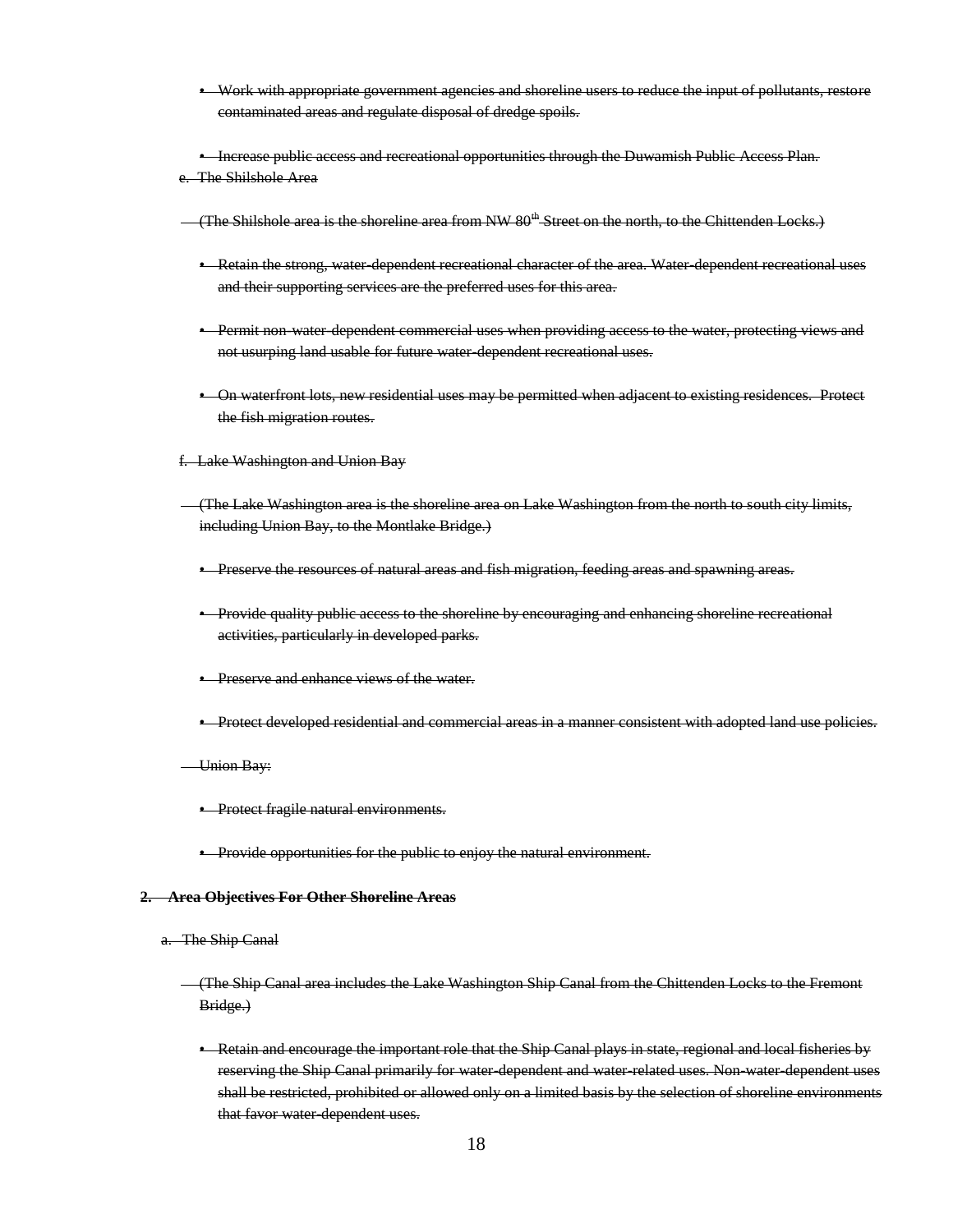- ~~Work with appropriate government agencies and shoreline users to reduce the input of pollutants, restore contaminated areas and regulate disposal of dredge spoils.~~

- ~~Increase public access and recreational opportunities through the Duwamish Public Access Plan.~~

~~e. The Shilshole Area~~

~~(The Shilshole area is the shoreline area from NW 80th Street on the north, to the Chittenden Locks.)~~

- ~~Retain the strong, water-dependent recreational character of the area. Water-dependent recreational uses and their supporting services are the preferred uses for this area.~~

- ~~Permit non-water-dependent commercial uses when providing access to the water, protecting views and not usurping land usable for future water-dependent recreational uses.~~

- ~~On waterfront lots, new residential uses may be permitted when adjacent to existing residences. Protect the fish migration routes.~~

~~f. Lake Washington and Union Bay~~

~~(The Lake Washington area is the shoreline area on Lake Washington from the north to south city limits, including Union Bay, to the Montlake Bridge.)~~

- ~~Preserve the resources of natural areas and fish migration, feeding areas and spawning areas.~~

- ~~Provide quality public access to the shoreline by encouraging and enhancing shoreline recreational activities, particularly in developed parks.~~

- ~~Preserve and enhance views of the water.~~

- ~~Protect developed residential and commercial areas in a manner consistent with adopted land use policies.~~

~~Union Bay:~~

- ~~Protect fragile natural environments.~~

- ~~Provide opportunities for the public to enjoy the natural environment.~~

**~~2. Area Objectives For Other Shoreline Areas~~**

~~a. The Ship Canal~~

~~(The Ship Canal area includes the Lake Washington Ship Canal from the Chittenden Locks to the Fremont Bridge.)~~

- ~~Retain and encourage the important role that the Ship Canal plays in state, regional and local fisheries by reserving the Ship Canal primarily for water-dependent and water-related uses. Non-water-dependent uses shall be restricted, prohibited or allowed only on a limited basis by the selection of shoreline environments that favor water-dependent uses.~~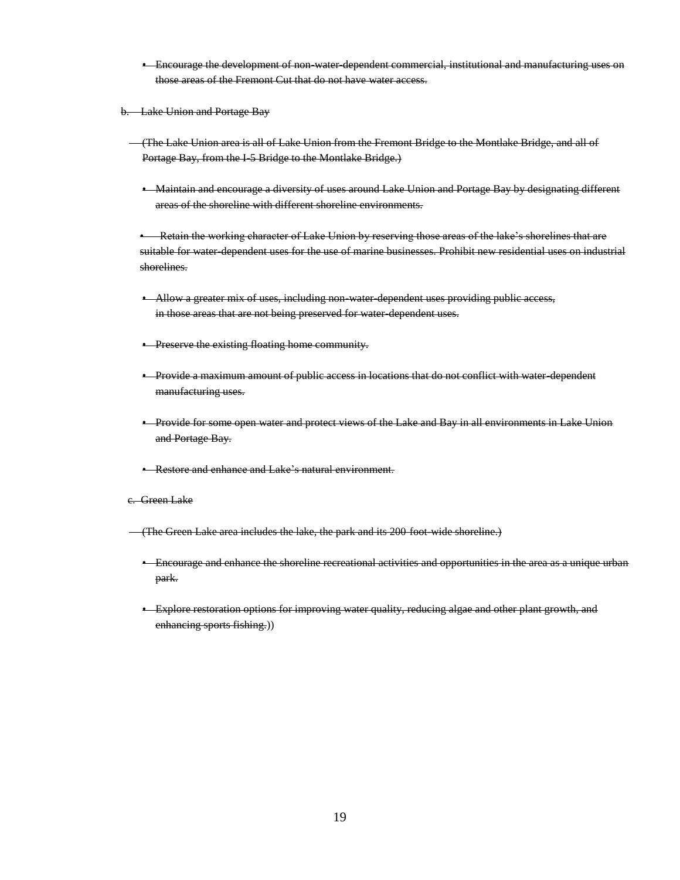~~• Encourage the development of non-water-dependent commercial, institutional and manufacturing uses on those areas of the Fremont Cut that do not have water access.~~

~~b. Lake Union and Portage Bay~~

~~(The Lake Union area is all of Lake Union from the Fremont Bridge to the Montlake Bridge, and all of Portage Bay, from the I-5 Bridge to the Montlake Bridge.)~~

~~• Maintain and encourage a diversity of uses around Lake Union and Portage Bay by designating different areas of the shoreline with different shoreline environments.~~

~~• Retain the working character of Lake Union by reserving those areas of the lake's shorelines that are suitable for water-dependent uses for the use of marine businesses. Prohibit new residential uses on industrial shorelines.~~

~~• Allow a greater mix of uses, including non-water-dependent uses providing public access, in those areas that are not being preserved for water-dependent uses.~~

~~• Preserve the existing floating home community.~~

~~• Provide a maximum amount of public access in locations that do not conflict with water-dependent manufacturing uses.~~

~~• Provide for some open water and protect views of the Lake and Bay in all environments in Lake Union and Portage Bay.~~

~~• Restore and enhance and Lake's natural environment.~~

~~c. Green Lake~~

~~(The Green Lake area includes the lake, the park and its 200-foot-wide shoreline.)~~

~~• Encourage and enhance the shoreline recreational activities and opportunities in the area as a unique urban park.~~

~~• Explore restoration options for improving water quality, reducing algae and other plant growth, and enhancing sports fishing.~~))